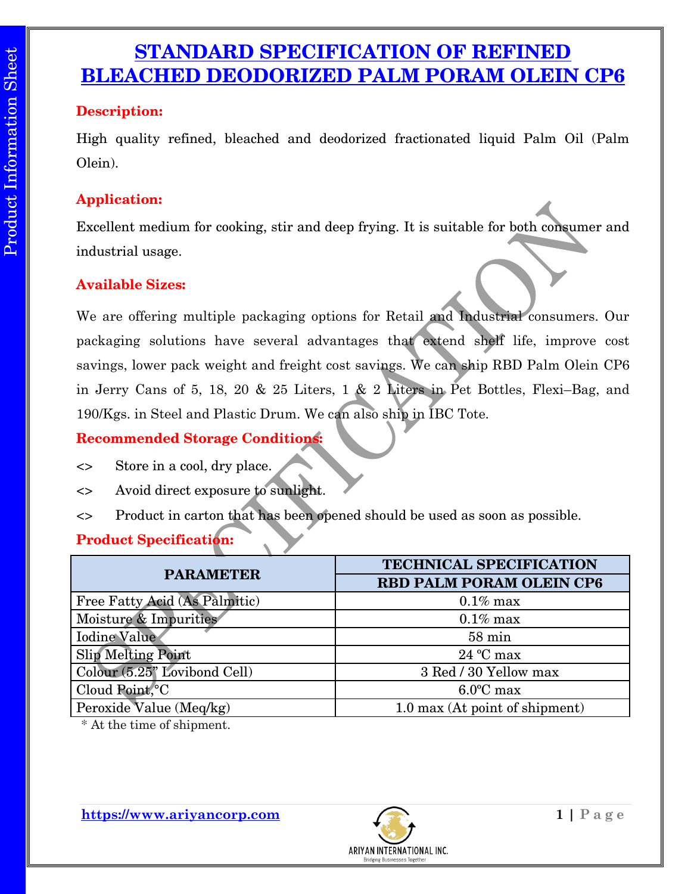# STANDARD SPECIFICATION OF REFINED BLEACHED DEODORIZED PALM PORAM OLEIN CP6

**Description:**

High quality refined, bleached and deodorized fractionated liquid Palm Oil (Palm Olein).

**Application:**

Excellent medium for cooking, stir and deep frying. It is suitable for both consumer and industrial usage.

**Available Sizes:**

We are offering multiple packaging options for Retail and Industrial consumers. Our packaging solutions have several advantages that extend shelf life, improve cost savings, lower pack weight and freight cost savings. We can ship RBD Palm Olein CP6 in Jerry Cans of 5, 18, 20 & 25 Liters, 1 & 2 Liters in Pet Bottles, Flexi–Bag, and 190/Kgs. in Steel and Plastic Drum. We can also ship in IBC Tote.

**Recommended Storage Conditions:**

<> Store in a cool, dry place.

<> Avoid direct exposure to sunlight.

<> Product in carton that has been opened should be used as soon as possible.

**Product Specification:**

| PARAMETER | TECHNICAL SPECIFICATION |
|---|---|
| | RBD PALM PORAM OLEIN CP6 |
| Free Fatty Acid (As Palmitic) | 0.1% max |
| Moisture & Impurities | 0.1% max |
| Iodine Value | 58 min |
| Slip Melting Point | 24 ºC max |
| Colour (5.25" Lovibond Cell) | 3 Red / 30 Yellow max |
| Cloud Point,°C | 6.0ºC max |
| Peroxide Value (Meq/kg) | 1.0 max (At point of shipment) |

* At the time of shipment.

https://www.ariyancorp.com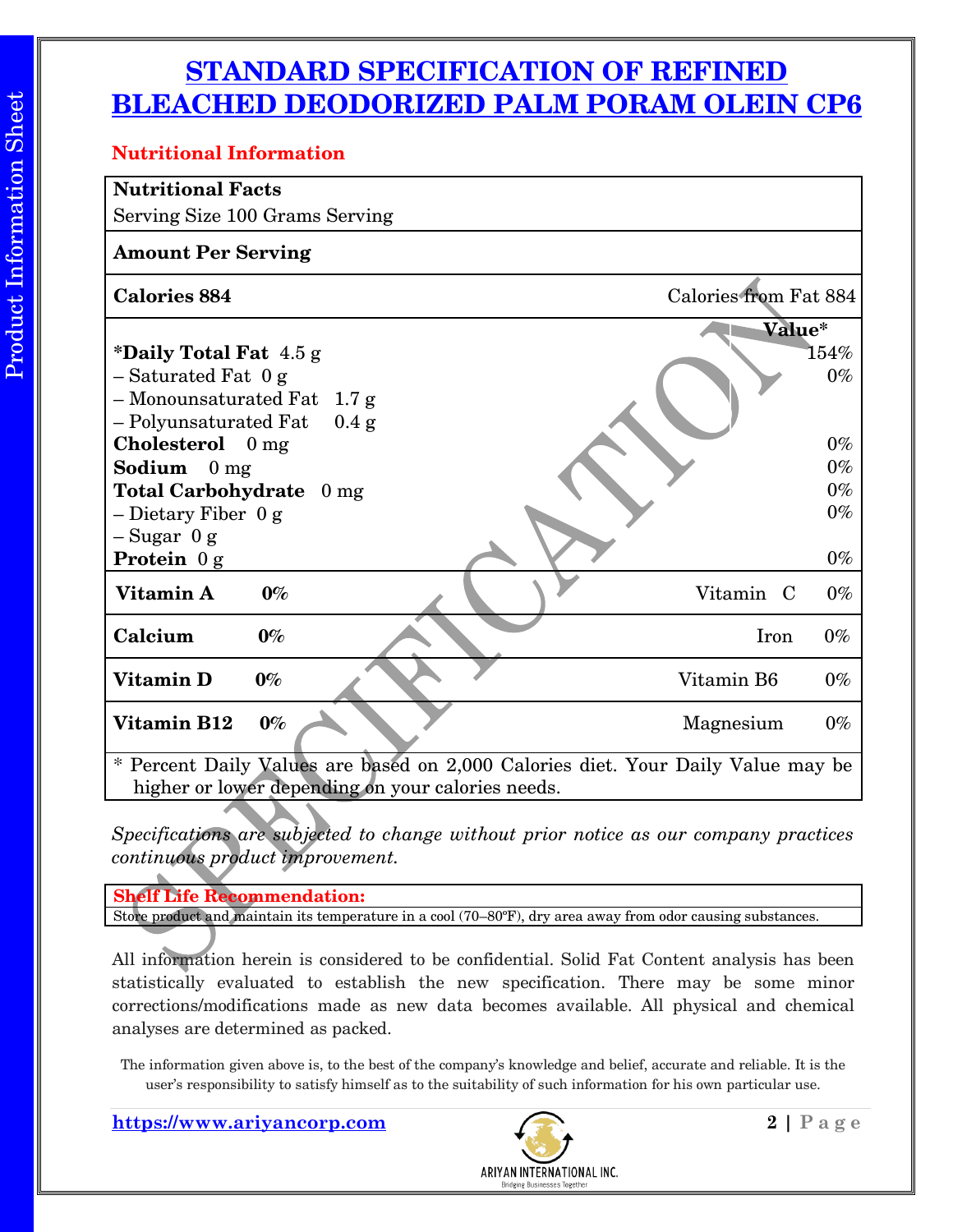# STANDARD SPECIFICATION OF REFINED BLEACHED DEODORIZED PALM PORAM OLEIN CP6

## Nutritional Information

| | |
|---|---|
| **Nutritional Facts**<br>Serving Size 100 Grams Serving | |
| **Amount Per Serving** | |
| **Calories 884** | Calories from Fat 884 |
| | **Value*** |
| ***Daily Total Fat** 4.5 g | 154% |
| – Saturated Fat 0 g | 0% |
| – Monounsaturated Fat 1.7 g | |
| – Polyunsaturated Fat 0.4 g | |
| **Cholesterol** 0 mg | 0% |
| **Sodium** 0 mg | 0% |
| **Total Carbohydrate** 0 mg | 0% |
| – Dietary Fiber 0 g | 0% |
| – Sugar 0 g | |
| **Protein** 0 g | 0% |
| **Vitamin A** **0%** | Vitamin C 0% |
| **Calcium** **0%** | Iron 0% |
| **Vitamin D** **0%** | Vitamin B6 0% |
| **Vitamin B12** **0%** | Magnesium 0% |
| * Percent Daily Values are based on 2,000 Calories diet. Your Daily Value may be higher or lower depending on your calories needs. | |

*Specifications are subjected to change without prior notice as our company practices continuous product improvement.*

| **Shelf Life Recommendation:** |
|---|
| Store product and maintain its temperature in a cool (70–80°F), dry area away from odor causing substances. |

All information herein is considered to be confidential. Solid Fat Content analysis has been statistically evaluated to establish the new specification. There may be some minor corrections/modifications made as new data becomes available. All physical and chemical analyses are determined as packed.

The information given above is, to the best of the company's knowledge and belief, accurate and reliable. It is the user's responsibility to satisfy himself as to the suitability of such information for his own particular use.